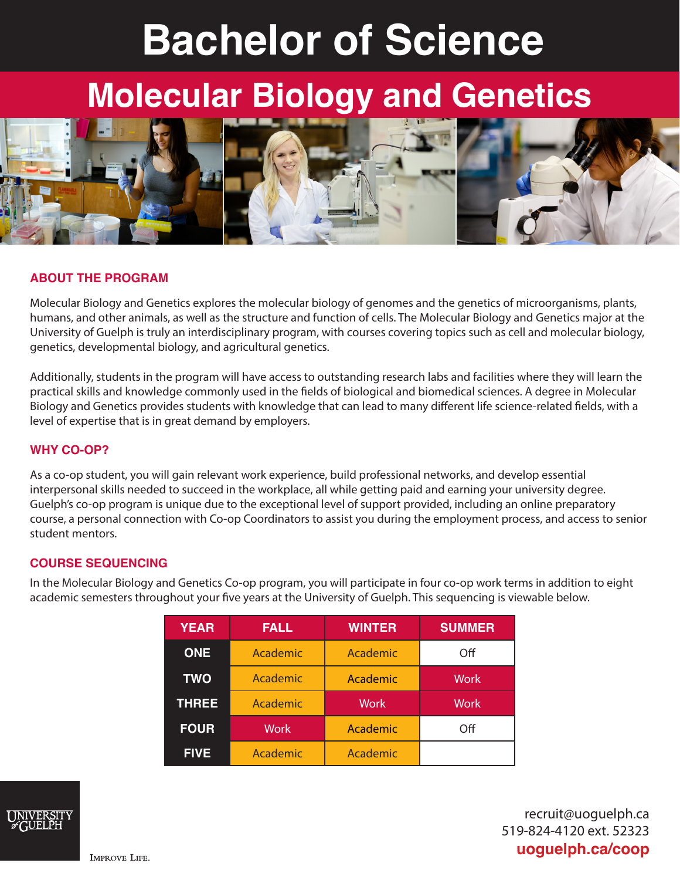# Bachelor of Science

## Molecular Biology and Genetics

### ABOUT THE PROGRAM

Molecular Biology and Genetics explores the molecular biology of genomes and the genetics of microorganisms, plants, humans, and other animals, as well as the structure and function of cells. The Molecular Biology and Genetics major at the University of Guelph is truly an interdisciplinary program, with courses covering topics such as cell and molecular biology, genetics, developmental biology, and agricultural genetics.

Additionally, students in the program will have access to outstanding research labs and facilities where they will learn the practical skills and knowledge commonly used in the fields of biological and biomedical sciences. A degree in Molecular Biology and Genetics provides students with knowledge that can lead to many different life science-related fields, with a level of expertise that is in great demand by employers.

### WHY CO-OP?

As a co-op student, you will gain relevant work experience, build professional networks, and develop essential interpersonal skills needed to succeed in the workplace, all while getting paid and earning your university degree. Guelph's co-op program is unique due to the exceptional level of support provided, including an online preparatory course, a personal connection with Co-op Coordinators to assist you during the employment process, and access to senior student mentors.

### COURSE SEQUENCING

In the Molecular Biology and Genetics Co-op program, you will participate in four co-op work terms in addition to eight academic semesters throughout your five years at the University of Guelph. This sequencing is viewable below.

| YEAR | FALL | WINTER | SUMMER |
|---|---|---|---|
| ONE | Academic | Academic | Off |
| TWO | Academic | Academic | Work |
| THREE | Academic | Work | Work |
| FOUR | Work | Academic | Off |
| FIVE | Academic | Academic | |

UNIVERSITY of GUELPH

IMPROVE LIFE.

recruit@uoguelph.ca
519-824-4120 ext. 52323
**uoguelph.ca/coop**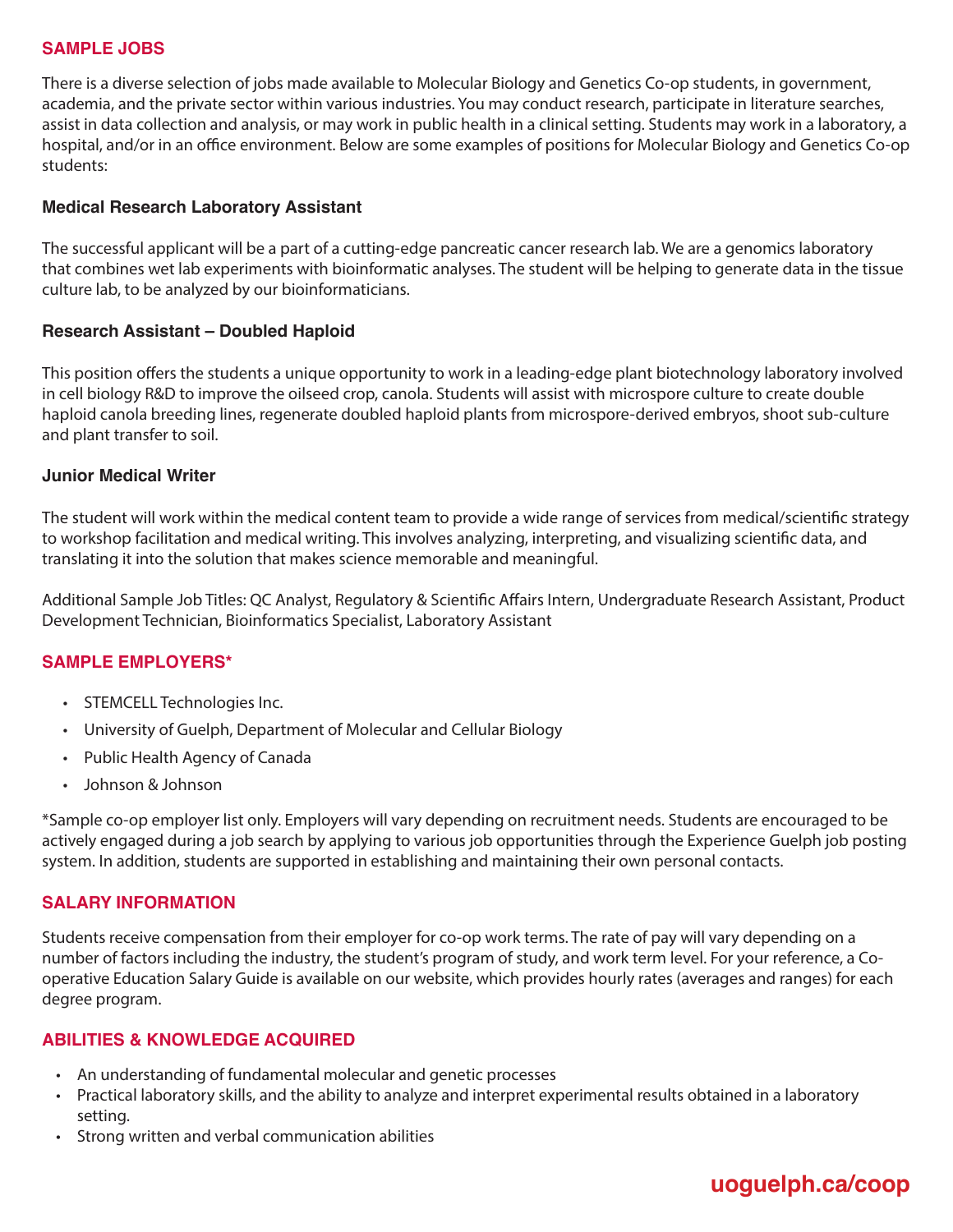## SAMPLE JOBS

There is a diverse selection of jobs made available to Molecular Biology and Genetics Co-op students, in government, academia, and the private sector within various industries. You may conduct research, participate in literature searches, assist in data collection and analysis, or may work in public health in a clinical setting. Students may work in a laboratory, a hospital, and/or in an office environment. Below are some examples of positions for Molecular Biology and Genetics Co-op students:

### Medical Research Laboratory Assistant

The successful applicant will be a part of a cutting-edge pancreatic cancer research lab. We are a genomics laboratory that combines wet lab experiments with bioinformatic analyses. The student will be helping to generate data in the tissue culture lab, to be analyzed by our bioinformaticians.

### Research Assistant – Doubled Haploid

This position offers the students a unique opportunity to work in a leading-edge plant biotechnology laboratory involved in cell biology R&D to improve the oilseed crop, canola. Students will assist with microspore culture to create double haploid canola breeding lines, regenerate doubled haploid plants from microspore-derived embryos, shoot sub-culture and plant transfer to soil.

### Junior Medical Writer

The student will work within the medical content team to provide a wide range of services from medical/scientific strategy to workshop facilitation and medical writing. This involves analyzing, interpreting, and visualizing scientific data, and translating it into the solution that makes science memorable and meaningful.

Additional Sample Job Titles: QC Analyst, Regulatory & Scientific Affairs Intern, Undergraduate Research Assistant, Product Development Technician, Bioinformatics Specialist, Laboratory Assistant

## SAMPLE EMPLOYERS*

- STEMCELL Technologies Inc.
- University of Guelph, Department of Molecular and Cellular Biology
- Public Health Agency of Canada
- Johnson & Johnson

*Sample co-op employer list only. Employers will vary depending on recruitment needs. Students are encouraged to be actively engaged during a job search by applying to various job opportunities through the Experience Guelph job posting system. In addition, students are supported in establishing and maintaining their own personal contacts.

## SALARY INFORMATION

Students receive compensation from their employer for co-op work terms. The rate of pay will vary depending on a number of factors including the industry, the student's program of study, and work term level. For your reference, a Co-operative Education Salary Guide is available on our website, which provides hourly rates (averages and ranges) for each degree program.

## ABILITIES & KNOWLEDGE ACQUIRED

- An understanding of fundamental molecular and genetic processes
- Practical laboratory skills, and the ability to analyze and interpret experimental results obtained in a laboratory setting.
- Strong written and verbal communication abilities

**uoguelph.ca/coop**